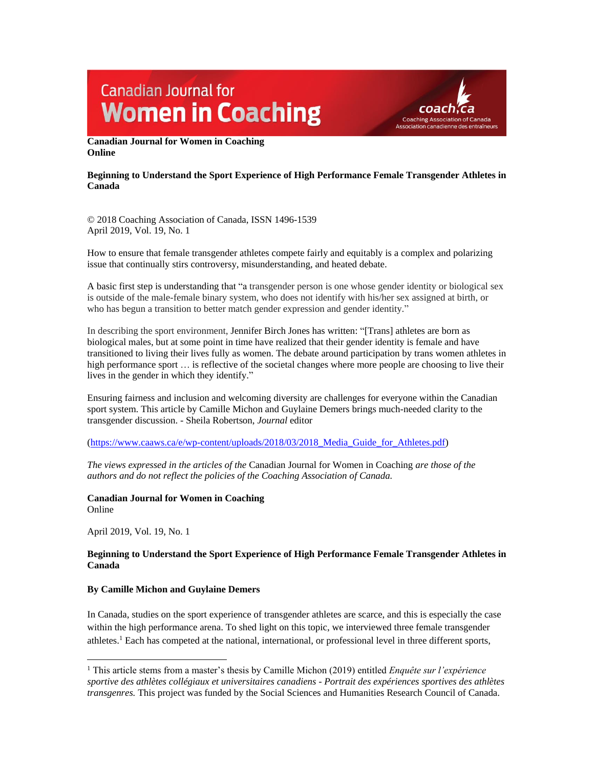**Canadian Journal for Women in Coaching**
**Online**

**Beginning to Understand the Sport Experience of High Performance Female Transgender Athletes in Canada**

© 2018 Coaching Association of Canada, ISSN 1496-1539
April 2019, Vol. 19, No. 1

How to ensure that female transgender athletes compete fairly and equitably is a complex and polarizing issue that continually stirs controversy, misunderstanding, and heated debate.

A basic first step is understanding that "a transgender person is one whose gender identity or biological sex is outside of the male-female binary system, who does not identify with his/her sex assigned at birth, or who has begun a transition to better match gender expression and gender identity."

In describing the sport environment, Jennifer Birch Jones has written: "[Trans] athletes are born as biological males, but at some point in time have realized that their gender identity is female and have transitioned to living their lives fully as women. The debate around participation by trans women athletes in high performance sport … is reflective of the societal changes where more people are choosing to live their lives in the gender in which they identify."

Ensuring fairness and inclusion and welcoming diversity are challenges for everyone within the Canadian sport system. This article by Camille Michon and Guylaine Demers brings much-needed clarity to the transgender discussion. - Sheila Robertson, *Journal* editor

(https://www.caaws.ca/e/wp-content/uploads/2018/03/2018_Media_Guide_for_Athletes.pdf)

*The views expressed in the articles of the* Canadian Journal for Women in Coaching *are those of the authors and do not reflect the policies of the Coaching Association of Canada.*

**Canadian Journal for Women in Coaching**
Online

April 2019, Vol. 19, No. 1

**Beginning to Understand the Sport Experience of High Performance Female Transgender Athletes in Canada**

**By Camille Michon and Guylaine Demers**

In Canada, studies on the sport experience of transgender athletes are scarce, and this is especially the case within the high performance arena. To shed light on this topic, we interviewed three female transgender athletes.[1] Each has competed at the national, international, or professional level in three different sports,

---

[1] This article stems from a master's thesis by Camille Michon (2019) entitled *Enquête sur l'expérience sportive des athlètes collégiaux et universitaires canadiens - Portrait des expériences sportives des athlètes transgenres.* This project was funded by the Social Sciences and Humanities Research Council of Canada.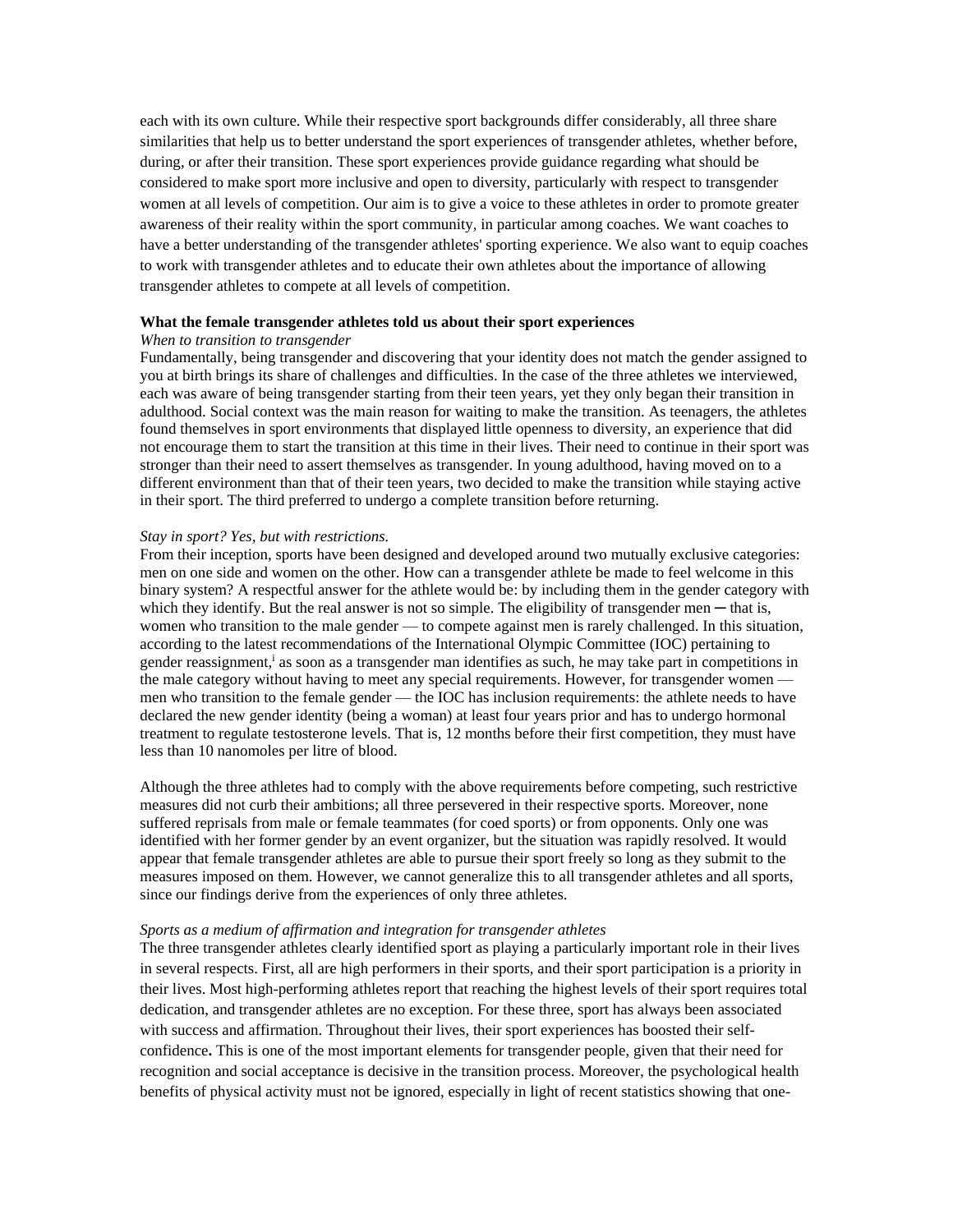each with its own culture. While their respective sport backgrounds differ considerably, all three share similarities that help us to better understand the sport experiences of transgender athletes, whether before, during, or after their transition. These sport experiences provide guidance regarding what should be considered to make sport more inclusive and open to diversity, particularly with respect to transgender women at all levels of competition. Our aim is to give a voice to these athletes in order to promote greater awareness of their reality within the sport community, in particular among coaches. We want coaches to have a better understanding of the transgender athletes' sporting experience. We also want to equip coaches to work with transgender athletes and to educate their own athletes about the importance of allowing transgender athletes to compete at all levels of competition.

**What the female transgender athletes told us about their sport experiences**

*When to transition to transgender*

Fundamentally, being transgender and discovering that your identity does not match the gender assigned to you at birth brings its share of challenges and difficulties. In the case of the three athletes we interviewed, each was aware of being transgender starting from their teen years, yet they only began their transition in adulthood. Social context was the main reason for waiting to make the transition. As teenagers, the athletes found themselves in sport environments that displayed little openness to diversity, an experience that did not encourage them to start the transition at this time in their lives. Their need to continue in their sport was stronger than their need to assert themselves as transgender. In young adulthood, having moved on to a different environment than that of their teen years, two decided to make the transition while staying active in their sport. The third preferred to undergo a complete transition before returning.

*Stay in sport? Yes, but with restrictions.*

From their inception, sports have been designed and developed around two mutually exclusive categories: men on one side and women on the other. How can a transgender athlete be made to feel welcome in this binary system? A respectful answer for the athlete would be: by including them in the gender category with which they identify. But the real answer is not so simple. The eligibility of transgender men ─ that is, women who transition to the male gender — to compete against men is rarely challenged. In this situation, according to the latest recommendations of the International Olympic Committee (IOC) pertaining to gender reassignment,[i] as soon as a transgender man identifies as such, he may take part in competitions in the male category without having to meet any special requirements. However, for transgender women — men who transition to the female gender — the IOC has inclusion requirements: the athlete needs to have declared the new gender identity (being a woman) at least four years prior and has to undergo hormonal treatment to regulate testosterone levels. That is, 12 months before their first competition, they must have less than 10 nanomoles per litre of blood.

Although the three athletes had to comply with the above requirements before competing, such restrictive measures did not curb their ambitions; all three persevered in their respective sports. Moreover, none suffered reprisals from male or female teammates (for coed sports) or from opponents. Only one was identified with her former gender by an event organizer, but the situation was rapidly resolved. It would appear that female transgender athletes are able to pursue their sport freely so long as they submit to the measures imposed on them. However, we cannot generalize this to all transgender athletes and all sports, since our findings derive from the experiences of only three athletes.

*Sports as a medium of affirmation and integration for transgender athletes*

The three transgender athletes clearly identified sport as playing a particularly important role in their lives in several respects. First, all are high performers in their sports, and their sport participation is a priority in their lives. Most high-performing athletes report that reaching the highest levels of their sport requires total dedication, and transgender athletes are no exception. For these three, sport has always been associated with success and affirmation. Throughout their lives, their sport experiences has boosted their self-confidence**.** This is one of the most important elements for transgender people, given that their need for recognition and social acceptance is decisive in the transition process. Moreover, the psychological health benefits of physical activity must not be ignored, especially in light of recent statistics showing that one-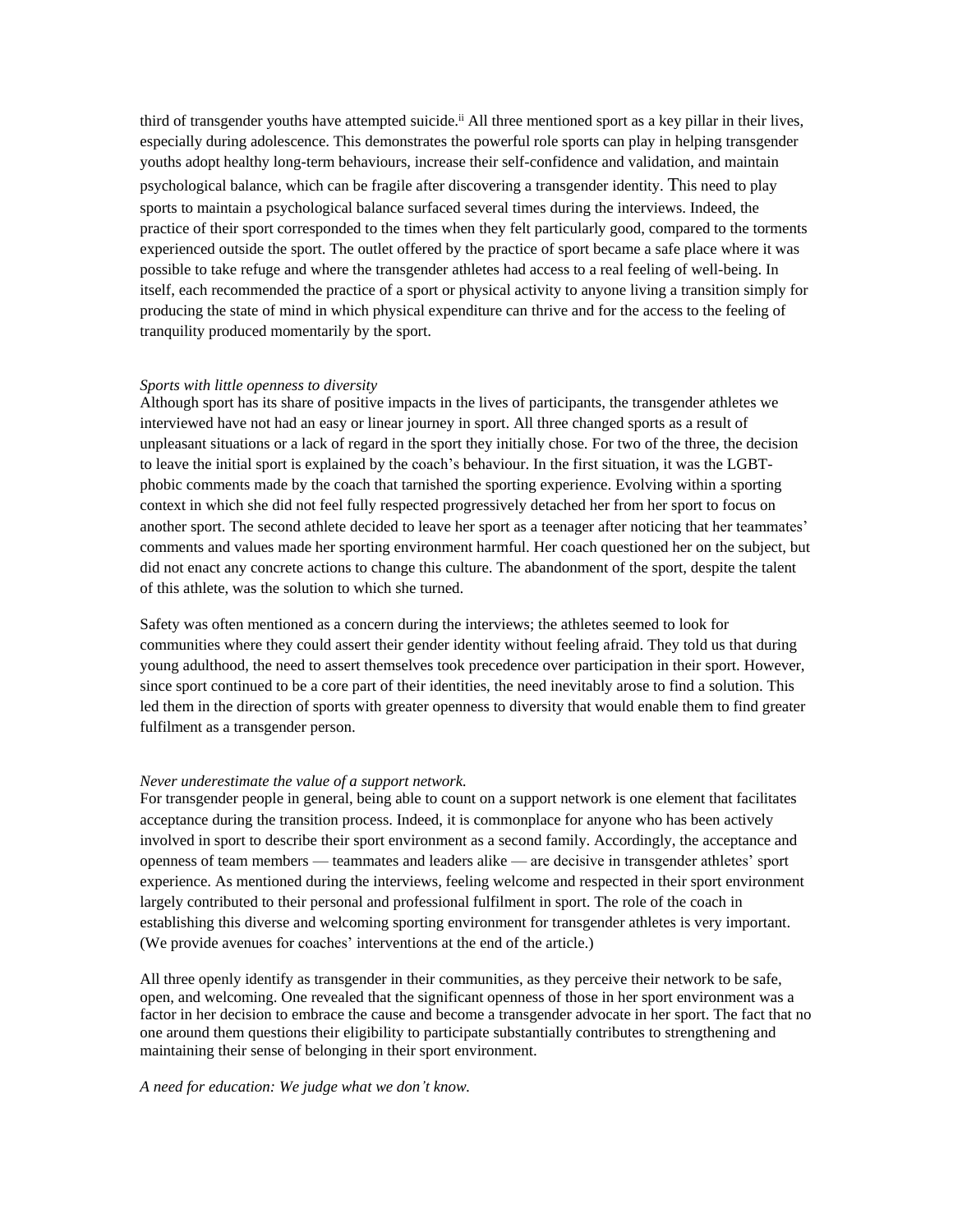third of transgender youths have attempted suicide.[ii] All three mentioned sport as a key pillar in their lives, especially during adolescence. This demonstrates the powerful role sports can play in helping transgender youths adopt healthy long-term behaviours, increase their self-confidence and validation, and maintain psychological balance, which can be fragile after discovering a transgender identity. This need to play sports to maintain a psychological balance surfaced several times during the interviews. Indeed, the practice of their sport corresponded to the times when they felt particularly good, compared to the torments experienced outside the sport. The outlet offered by the practice of sport became a safe place where it was possible to take refuge and where the transgender athletes had access to a real feeling of well-being. In itself, each recommended the practice of a sport or physical activity to anyone living a transition simply for producing the state of mind in which physical expenditure can thrive and for the access to the feeling of tranquility produced momentarily by the sport.

*Sports with little openness to diversity*

Although sport has its share of positive impacts in the lives of participants, the transgender athletes we interviewed have not had an easy or linear journey in sport. All three changed sports as a result of unpleasant situations or a lack of regard in the sport they initially chose. For two of the three, the decision to leave the initial sport is explained by the coach's behaviour. In the first situation, it was the LGBT-phobic comments made by the coach that tarnished the sporting experience. Evolving within a sporting context in which she did not feel fully respected progressively detached her from her sport to focus on another sport. The second athlete decided to leave her sport as a teenager after noticing that her teammates' comments and values made her sporting environment harmful. Her coach questioned her on the subject, but did not enact any concrete actions to change this culture. The abandonment of the sport, despite the talent of this athlete, was the solution to which she turned.

Safety was often mentioned as a concern during the interviews; the athletes seemed to look for communities where they could assert their gender identity without feeling afraid. They told us that during young adulthood, the need to assert themselves took precedence over participation in their sport. However, since sport continued to be a core part of their identities, the need inevitably arose to find a solution. This led them in the direction of sports with greater openness to diversity that would enable them to find greater fulfilment as a transgender person.

*Never underestimate the value of a support network.*

For transgender people in general, being able to count on a support network is one element that facilitates acceptance during the transition process. Indeed, it is commonplace for anyone who has been actively involved in sport to describe their sport environment as a second family. Accordingly, the acceptance and openness of team members — teammates and leaders alike — are decisive in transgender athletes' sport experience. As mentioned during the interviews, feeling welcome and respected in their sport environment largely contributed to their personal and professional fulfilment in sport. The role of the coach in establishing this diverse and welcoming sporting environment for transgender athletes is very important. (We provide avenues for coaches' interventions at the end of the article.)

All three openly identify as transgender in their communities, as they perceive their network to be safe, open, and welcoming. One revealed that the significant openness of those in her sport environment was a factor in her decision to embrace the cause and become a transgender advocate in her sport. The fact that no one around them questions their eligibility to participate substantially contributes to strengthening and maintaining their sense of belonging in their sport environment.

*A need for education: We judge what we don't know.*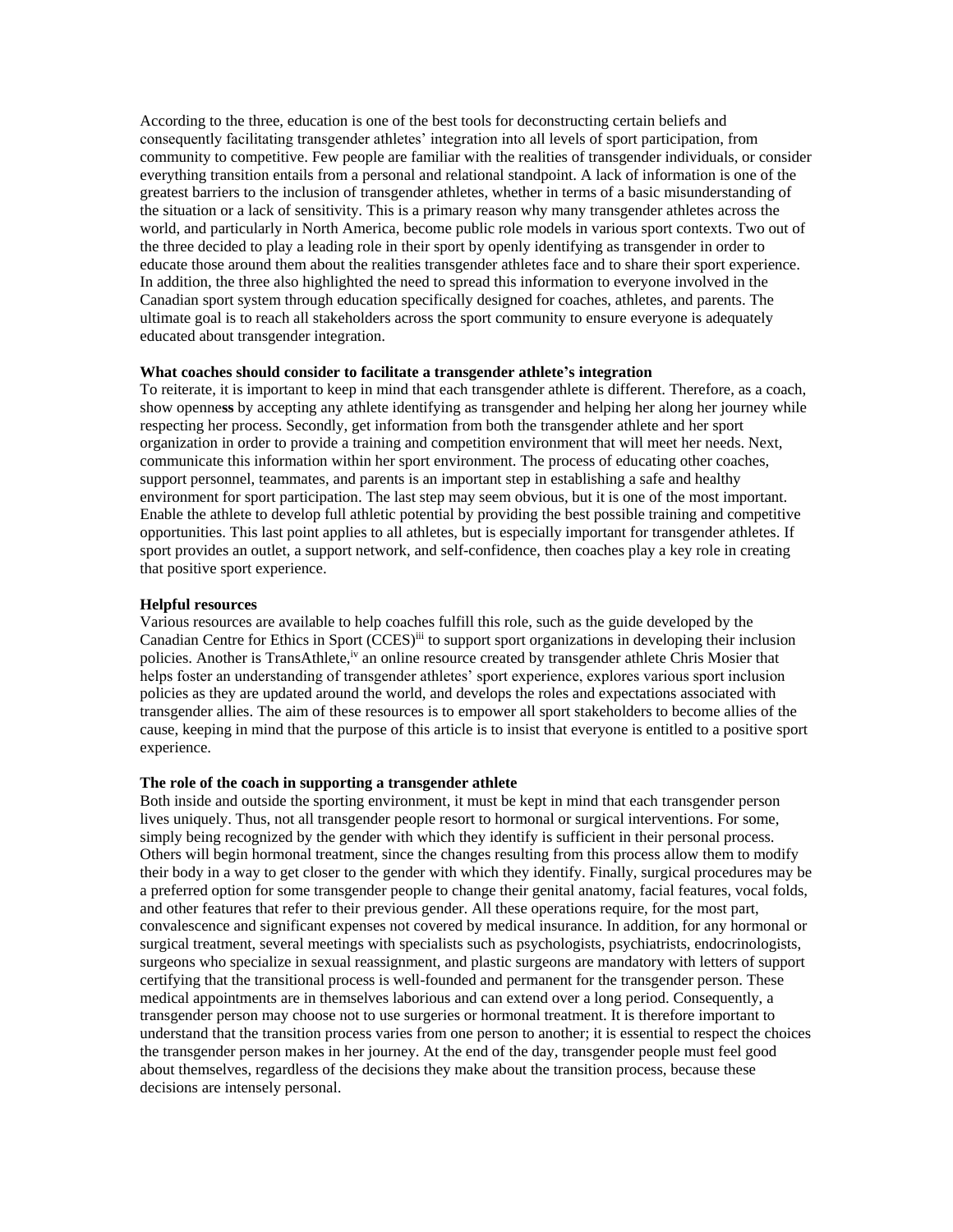According to the three, education is one of the best tools for deconstructing certain beliefs and consequently facilitating transgender athletes' integration into all levels of sport participation, from community to competitive. Few people are familiar with the realities of transgender individuals, or consider everything transition entails from a personal and relational standpoint. A lack of information is one of the greatest barriers to the inclusion of transgender athletes, whether in terms of a basic misunderstanding of the situation or a lack of sensitivity. This is a primary reason why many transgender athletes across the world, and particularly in North America, become public role models in various sport contexts. Two out of the three decided to play a leading role in their sport by openly identifying as transgender in order to educate those around them about the realities transgender athletes face and to share their sport experience. In addition, the three also highlighted the need to spread this information to everyone involved in the Canadian sport system through education specifically designed for coaches, athletes, and parents. The ultimate goal is to reach all stakeholders across the sport community to ensure everyone is adequately educated about transgender integration.

**What coaches should consider to facilitate a transgender athlete's integration**

To reiterate, it is important to keep in mind that each transgender athlete is different. Therefore, as a coach, show openness by accepting any athlete identifying as transgender and helping her along her journey while respecting her process. Secondly, get information from both the transgender athlete and her sport organization in order to provide a training and competition environment that will meet her needs. Next, communicate this information within her sport environment. The process of educating other coaches, support personnel, teammates, and parents is an important step in establishing a safe and healthy environment for sport participation. The last step may seem obvious, but it is one of the most important. Enable the athlete to develop full athletic potential by providing the best possible training and competitive opportunities. This last point applies to all athletes, but is especially important for transgender athletes. If sport provides an outlet, a support network, and self-confidence, then coaches play a key role in creating that positive sport experience.

**Helpful resources**

Various resources are available to help coaches fulfill this role, such as the guide developed by the Canadian Centre for Ethics in Sport (CCES)[iii] to support sport organizations in developing their inclusion policies. Another is TransAthlete,[iv] an online resource created by transgender athlete Chris Mosier that helps foster an understanding of transgender athletes' sport experience, explores various sport inclusion policies as they are updated around the world, and develops the roles and expectations associated with transgender allies. The aim of these resources is to empower all sport stakeholders to become allies of the cause, keeping in mind that the purpose of this article is to insist that everyone is entitled to a positive sport experience.

**The role of the coach in supporting a transgender athlete**

Both inside and outside the sporting environment, it must be kept in mind that each transgender person lives uniquely. Thus, not all transgender people resort to hormonal or surgical interventions. For some, simply being recognized by the gender with which they identify is sufficient in their personal process. Others will begin hormonal treatment, since the changes resulting from this process allow them to modify their body in a way to get closer to the gender with which they identify. Finally, surgical procedures may be a preferred option for some transgender people to change their genital anatomy, facial features, vocal folds, and other features that refer to their previous gender. All these operations require, for the most part, convalescence and significant expenses not covered by medical insurance. In addition, for any hormonal or surgical treatment, several meetings with specialists such as psychologists, psychiatrists, endocrinologists, surgeons who specialize in sexual reassignment, and plastic surgeons are mandatory with letters of support certifying that the transitional process is well-founded and permanent for the transgender person. These medical appointments are in themselves laborious and can extend over a long period. Consequently, a transgender person may choose not to use surgeries or hormonal treatment. It is therefore important to understand that the transition process varies from one person to another; it is essential to respect the choices the transgender person makes in her journey. At the end of the day, transgender people must feel good about themselves, regardless of the decisions they make about the transition process, because these decisions are intensely personal.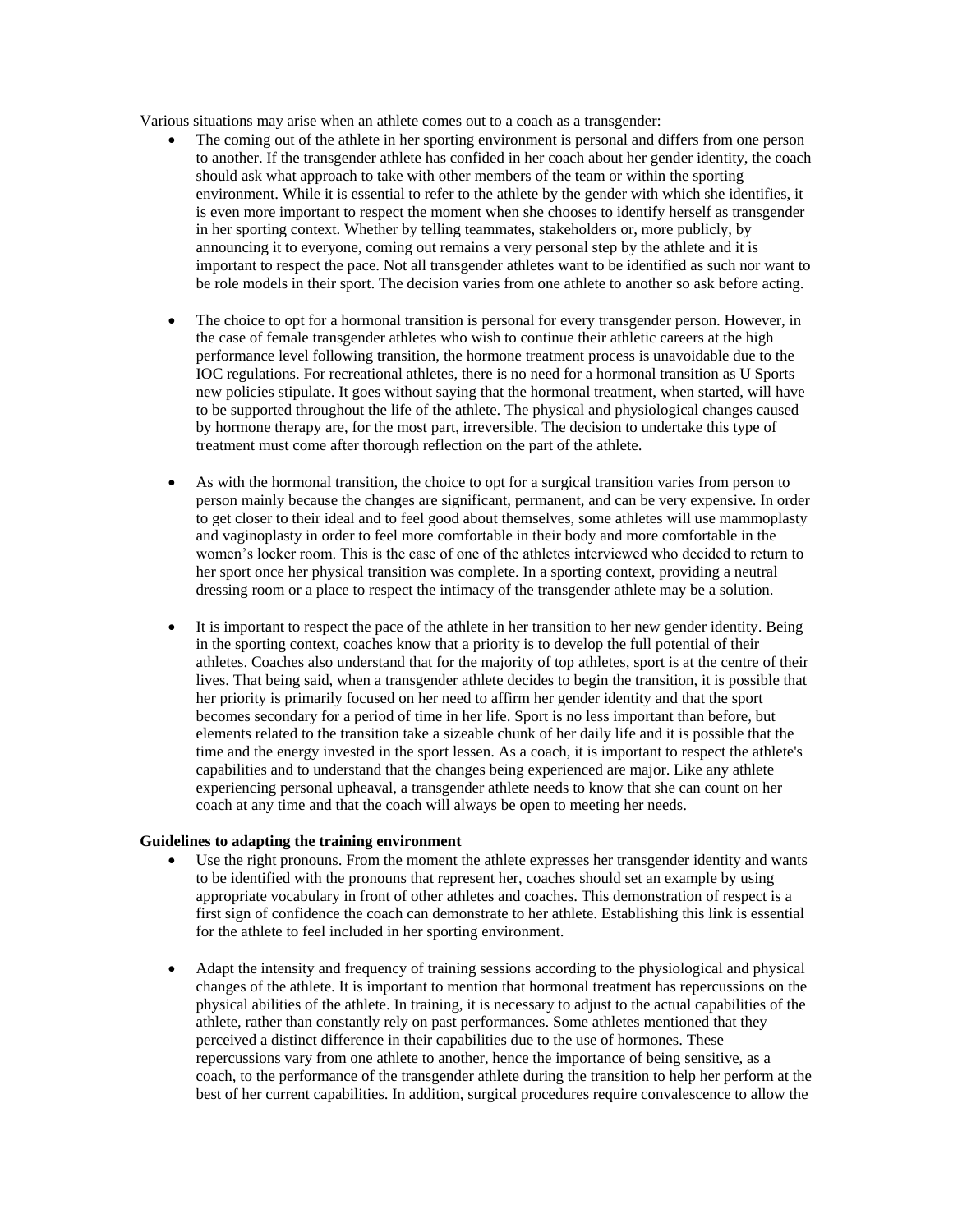Various situations may arise when an athlete comes out to a coach as a transgender:

- The coming out of the athlete in her sporting environment is personal and differs from one person to another. If the transgender athlete has confided in her coach about her gender identity, the coach should ask what approach to take with other members of the team or within the sporting environment. While it is essential to refer to the athlete by the gender with which she identifies, it is even more important to respect the moment when she chooses to identify herself as transgender in her sporting context. Whether by telling teammates, stakeholders or, more publicly, by announcing it to everyone, coming out remains a very personal step by the athlete and it is important to respect the pace. Not all transgender athletes want to be identified as such nor want to be role models in their sport. The decision varies from one athlete to another so ask before acting.

- The choice to opt for a hormonal transition is personal for every transgender person. However, in the case of female transgender athletes who wish to continue their athletic careers at the high performance level following transition, the hormone treatment process is unavoidable due to the IOC regulations. For recreational athletes, there is no need for a hormonal transition as U Sports new policies stipulate. It goes without saying that the hormonal treatment, when started, will have to be supported throughout the life of the athlete. The physical and physiological changes caused by hormone therapy are, for the most part, irreversible. The decision to undertake this type of treatment must come after thorough reflection on the part of the athlete.

- As with the hormonal transition, the choice to opt for a surgical transition varies from person to person mainly because the changes are significant, permanent, and can be very expensive. In order to get closer to their ideal and to feel good about themselves, some athletes will use mammoplasty and vaginoplasty in order to feel more comfortable in their body and more comfortable in the women's locker room. This is the case of one of the athletes interviewed who decided to return to her sport once her physical transition was complete. In a sporting context, providing a neutral dressing room or a place to respect the intimacy of the transgender athlete may be a solution.

- It is important to respect the pace of the athlete in her transition to her new gender identity. Being in the sporting context, coaches know that a priority is to develop the full potential of their athletes. Coaches also understand that for the majority of top athletes, sport is at the centre of their lives. That being said, when a transgender athlete decides to begin the transition, it is possible that her priority is primarily focused on her need to affirm her gender identity and that the sport becomes secondary for a period of time in her life. Sport is no less important than before, but elements related to the transition take a sizeable chunk of her daily life and it is possible that the time and the energy invested in the sport lessen. As a coach, it is important to respect the athlete's capabilities and to understand that the changes being experienced are major. Like any athlete experiencing personal upheaval, a transgender athlete needs to know that she can count on her coach at any time and that the coach will always be open to meeting her needs.

**Guidelines to adapting the training environment**

- Use the right pronouns. From the moment the athlete expresses her transgender identity and wants to be identified with the pronouns that represent her, coaches should set an example by using appropriate vocabulary in front of other athletes and coaches. This demonstration of respect is a first sign of confidence the coach can demonstrate to her athlete. Establishing this link is essential for the athlete to feel included in her sporting environment.

- Adapt the intensity and frequency of training sessions according to the physiological and physical changes of the athlete. It is important to mention that hormonal treatment has repercussions on the physical abilities of the athlete. In training, it is necessary to adjust to the actual capabilities of the athlete, rather than constantly rely on past performances. Some athletes mentioned that they perceived a distinct difference in their capabilities due to the use of hormones. These repercussions vary from one athlete to another, hence the importance of being sensitive, as a coach, to the performance of the transgender athlete during the transition to help her perform at the best of her current capabilities. In addition, surgical procedures require convalescence to allow the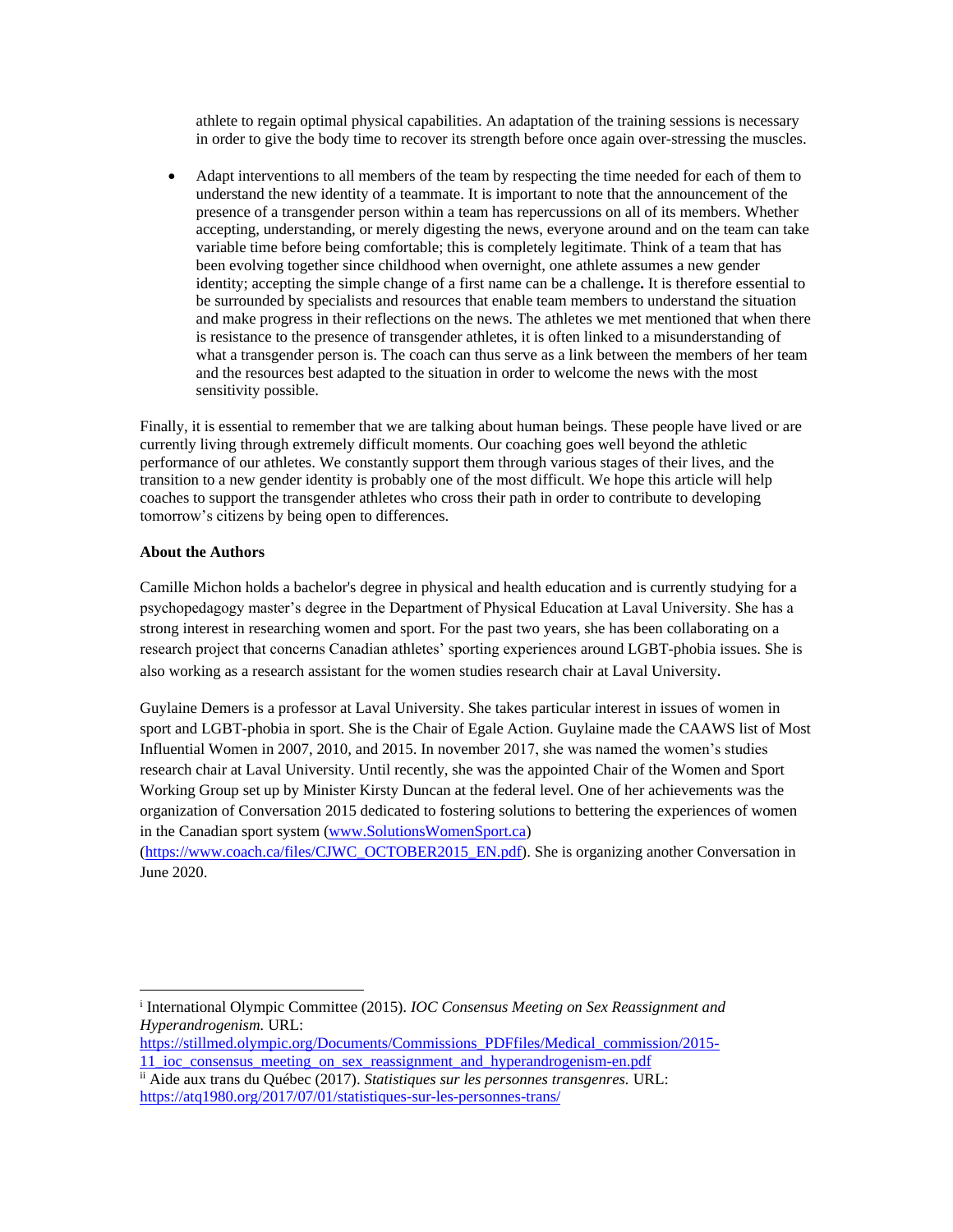athlete to regain optimal physical capabilities. An adaptation of the training sessions is necessary in order to give the body time to recover its strength before once again over-stressing the muscles.

- Adapt interventions to all members of the team by respecting the time needed for each of them to understand the new identity of a teammate. It is important to note that the announcement of the presence of a transgender person within a team has repercussions on all of its members. Whether accepting, understanding, or merely digesting the news, everyone around and on the team can take variable time before being comfortable; this is completely legitimate. Think of a team that has been evolving together since childhood when overnight, one athlete assumes a new gender identity; accepting the simple change of a first name can be a challenge**.** It is therefore essential to be surrounded by specialists and resources that enable team members to understand the situation and make progress in their reflections on the news. The athletes we met mentioned that when there is resistance to the presence of transgender athletes, it is often linked to a misunderstanding of what a transgender person is. The coach can thus serve as a link between the members of her team and the resources best adapted to the situation in order to welcome the news with the most sensitivity possible.

Finally, it is essential to remember that we are talking about human beings. These people have lived or are currently living through extremely difficult moments. Our coaching goes well beyond the athletic performance of our athletes. We constantly support them through various stages of their lives, and the transition to a new gender identity is probably one of the most difficult. We hope this article will help coaches to support the transgender athletes who cross their path in order to contribute to developing tomorrow's citizens by being open to differences.

**About the Authors**

Camille Michon holds a bachelor's degree in physical and health education and is currently studying for a psychopedagogy master's degree in the Department of Physical Education at Laval University. She has a strong interest in researching women and sport. For the past two years, she has been collaborating on a research project that concerns Canadian athletes' sporting experiences around LGBT-phobia issues. She is also working as a research assistant for the women studies research chair at Laval University.

Guylaine Demers is a professor at Laval University. She takes particular interest in issues of women in sport and LGBT-phobia in sport. She is the Chair of Egale Action. Guylaine made the CAAWS list of Most Influential Women in 2007, 2010, and 2015. In november 2017, she was named the women's studies research chair at Laval University. Until recently, she was the appointed Chair of the Women and Sport Working Group set up by Minister Kirsty Duncan at the federal level. One of her achievements was the organization of Conversation 2015 dedicated to fostering solutions to bettering the experiences of women in the Canadian sport system (www.SolutionsWomenSport.ca) (https://www.coach.ca/files/CJWC_OCTOBER2015_EN.pdf). She is organizing another Conversation in June 2020.

---

[i] International Olympic Committee (2015). *IOC Consensus Meeting on Sex Reassignment and Hyperandrogenism.* URL: https://stillmed.olympic.org/Documents/Commissions_PDFfiles/Medical_commission/2015-11_ioc_consensus_meeting_on_sex_reassignment_and_hyperandrogenism-en.pdf

[ii] Aide aux trans du Québec (2017). *Statistiques sur les personnes transgenres.* URL: https://atq1980.org/2017/07/01/statistiques-sur-les-personnes-trans/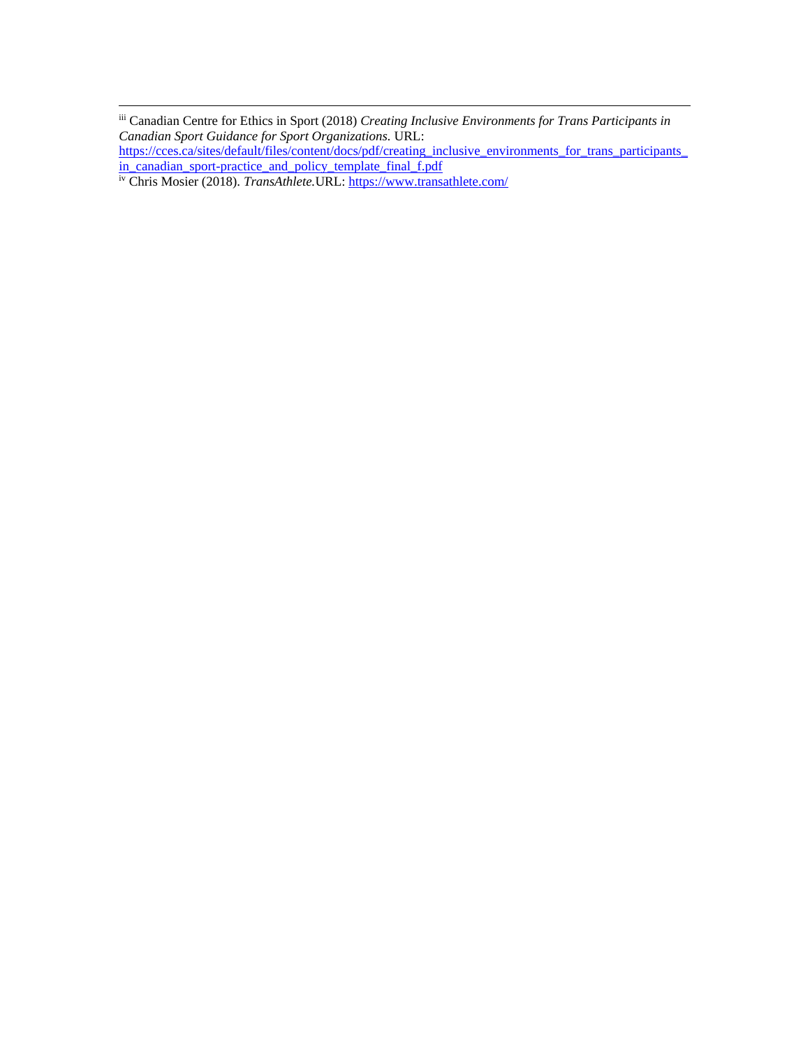---

[iii] Canadian Centre for Ethics in Sport (2018) *Creating Inclusive Environments for Trans Participants in Canadian Sport Guidance for Sport Organizations.* URL: https://cces.ca/sites/default/files/content/docs/pdf/creating_inclusive_environments_for_trans_participants_in_canadian_sport-practice_and_policy_template_final_f.pdf

[iv] Chris Mosier (2018). *TransAthlete.*URL: https://www.transathlete.com/